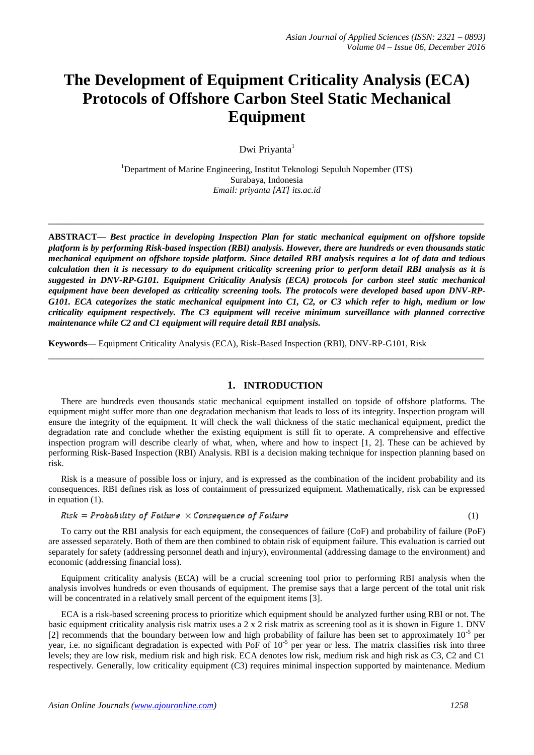# The Development of Equipment Criticality Analysis (ECA) Protocols of Offshore Carbon Steel Static Mechanical Equipment

Dwi Priyanta[1]

[1]Department of Marine Engineering, Institut Teknologi Sepuluh Nopember (ITS)
Surabaya, Indonesia
*Email: priyanta [AT] its.ac.id*

---

**ABSTRACT—** ***Best practice in developing Inspection Plan for static mechanical equipment on offshore topside platform is by performing Risk-based inspection (RBI) analysis. However, there are hundreds or even thousands static mechanical equipment on offshore topside platform. Since detailed RBI analysis requires a lot of data and tedious calculation then it is necessary to do equipment criticality screening prior to perform detail RBI analysis as it is suggested in DNV-RP-G101. Equipment Criticality Analysis (ECA) protocols for carbon steel static mechanical equipment have been developed as criticality screening tools. The protocols were developed based upon DNV-RP-G101. ECA categorizes the static mechanical equipment into C1, C2, or C3 which refer to high, medium or low criticality equipment respectively. The C3 equipment will receive minimum surveillance with planned corrective maintenance while C2 and C1 equipment will require detail RBI analysis.***

**Keywords—** Equipment Criticality Analysis (ECA), Risk-Based Inspection (RBI), DNV-RP-G101, Risk

---

## 1. INTRODUCTION

There are hundreds even thousands static mechanical equipment installed on topside of offshore platforms. The equipment might suffer more than one degradation mechanism that leads to loss of its integrity. Inspection program will ensure the integrity of the equipment. It will check the wall thickness of the static mechanical equipment, predict the degradation rate and conclude whether the existing equipment is still fit to operate. A comprehensive and effective inspection program will describe clearly of what, when, where and how to inspect [1, 2]. These can be achieved by performing Risk-Based Inspection (RBI) Analysis. RBI is a decision making technique for inspection planning based on risk.

Risk is a measure of possible loss or injury, and is expressed as the combination of the incident probability and its consequences. RBI defines risk as loss of containment of pressurized equipment. Mathematically, risk can be expressed in equation (1).

$$Risk = Probability\ of\ Failure \times Consequence\ of\ Failure \tag{1}$$

To carry out the RBI analysis for each equipment, the consequences of failure (CoF) and probability of failure (PoF) are assessed separately. Both of them are then combined to obtain risk of equipment failure. This evaluation is carried out separately for safety (addressing personnel death and injury), environmental (addressing damage to the environment) and economic (addressing financial loss).

Equipment criticality analysis (ECA) will be a crucial screening tool prior to performing RBI analysis when the analysis involves hundreds or even thousands of equipment. The premise says that a large percent of the total unit risk will be concentrated in a relatively small percent of the equipment items [3].

ECA is a risk-based screening process to prioritize which equipment should be analyzed further using RBI or not. The basic equipment criticality analysis risk matrix uses a 2 x 2 risk matrix as screening tool as it is shown in Figure 1. DNV [2] recommends that the boundary between low and high probability of failure has been set to approximately $10^{-5}$ per year, i.e. no significant degradation is expected with PoF of $10^{-5}$ per year or less. The matrix classifies risk into three levels; they are low risk, medium risk and high risk. ECA denotes low risk, medium risk and high risk as C3, C2 and C1 respectively. Generally, low criticality equipment (C3) requires minimal inspection supported by maintenance. Medium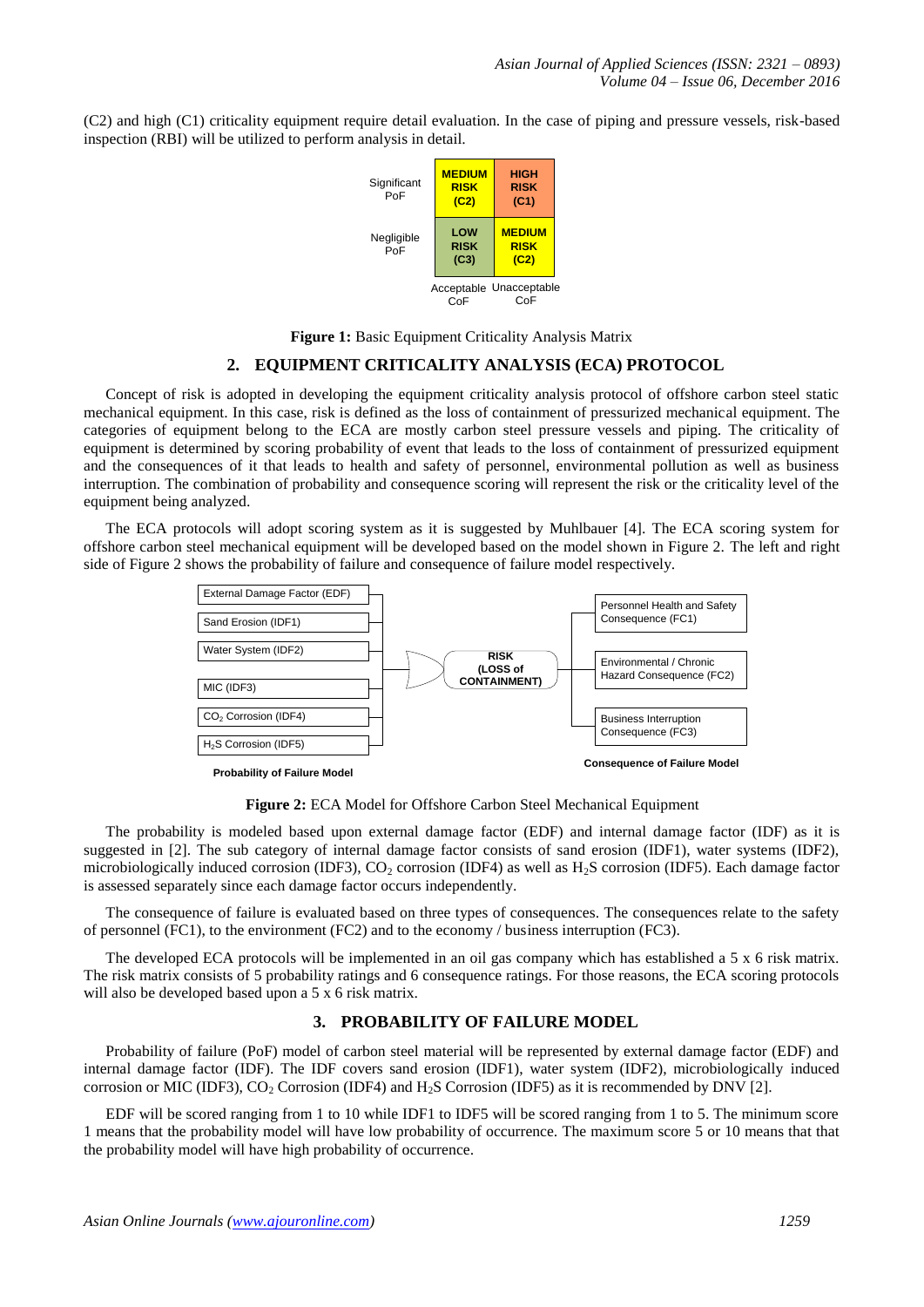(C2) and high (C1) criticality equipment require detail evaluation. In the case of piping and pressure vessels, risk-based inspection (RBI) will be utilized to perform analysis in detail.

|  | Acceptable CoF | Unacceptable CoF |
|---|---|---|
| Significant PoF | MEDIUM RISK (C2) | HIGH RISK (C1) |
| Negligible PoF | LOW RISK (C3) | MEDIUM RISK (C2) |

**Figure 1:** Basic Equipment Criticality Analysis Matrix

## 2. EQUIPMENT CRITICALITY ANALYSIS (ECA) PROTOCOL

Concept of risk is adopted in developing the equipment criticality analysis protocol of offshore carbon steel static mechanical equipment. In this case, risk is defined as the loss of containment of pressurized mechanical equipment. The categories of equipment belong to the ECA are mostly carbon steel pressure vessels and piping. The criticality of equipment is determined by scoring probability of event that leads to the loss of containment of pressurized equipment and the consequences of it that leads to health and safety of personnel, environmental pollution as well as business interruption. The combination of probability and consequence scoring will represent the risk or the criticality level of the equipment being analyzed.

The ECA protocols will adopt scoring system as it is suggested by Muhlbauer [4]. The ECA scoring system for offshore carbon steel mechanical equipment will be developed based on the model shown in Figure 2. The left and right side of Figure 2 shows the probability of failure and consequence of failure model respectively.

Probability of Failure Model:
- External Damage Factor (EDF)
- Sand Erosion (IDF1)
- Water System (IDF2)
- MIC (IDF3)
- $CO_2$ Corrosion (IDF4)
- $H_2S$ Corrosion (IDF5)

RISK (LOSS of CONTAINMENT)

Consequence of Failure Model:
- Personnel Health and Safety Consequence (FC1)
- Environmental / Chronic Hazard Consequence (FC2)
- Business Interruption Consequence (FC3)

**Figure 2:** ECA Model for Offshore Carbon Steel Mechanical Equipment

The probability is modeled based upon external damage factor (EDF) and internal damage factor (IDF) as it is suggested in [2]. The sub category of internal damage factor consists of sand erosion (IDF1), water systems (IDF2), microbiologically induced corrosion (IDF3), $CO_2$ corrosion (IDF4) as well as $H_2S$ corrosion (IDF5). Each damage factor is assessed separately since each damage factor occurs independently.

The consequence of failure is evaluated based on three types of consequences. The consequences relate to the safety of personnel (FC1), to the environment (FC2) and to the economy / business interruption (FC3).

The developed ECA protocols will be implemented in an oil gas company which has established a 5 x 6 risk matrix. The risk matrix consists of 5 probability ratings and 6 consequence ratings. For those reasons, the ECA scoring protocols will also be developed based upon a 5 x 6 risk matrix.

## 3. PROBABILITY OF FAILURE MODEL

Probability of failure (PoF) model of carbon steel material will be represented by external damage factor (EDF) and internal damage factor (IDF). The IDF covers sand erosion (IDF1), water system (IDF2), microbiologically induced corrosion or MIC (IDF3), $CO_2$ Corrosion (IDF4) and $H_2S$ Corrosion (IDF5) as it is recommended by DNV [2].

EDF will be scored ranging from 1 to 10 while IDF1 to IDF5 will be scored ranging from 1 to 5. The minimum score 1 means that the probability model will have low probability of occurrence. The maximum score 5 or 10 means that that the probability model will have high probability of occurrence.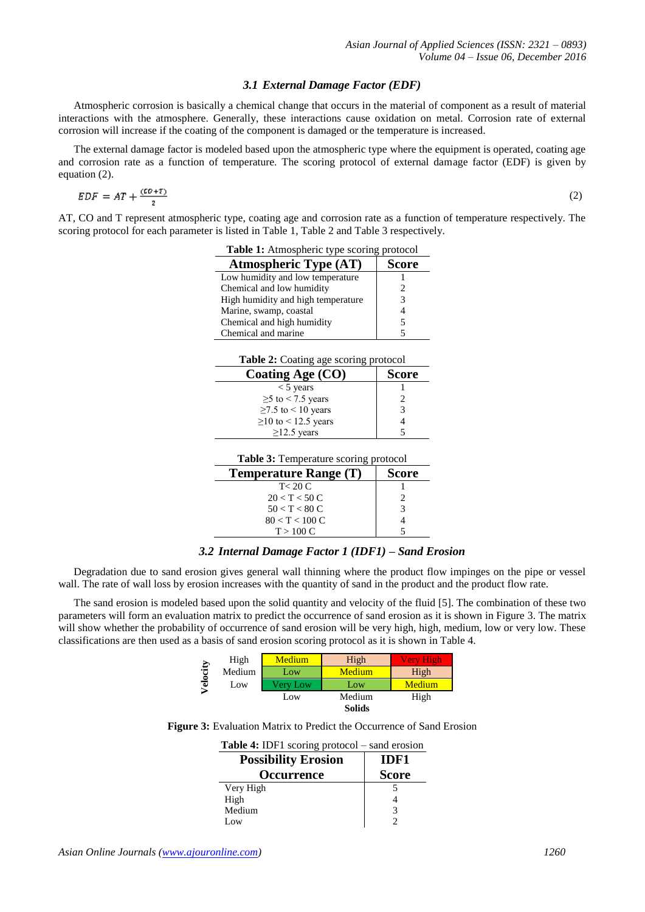### *3.1 External Damage Factor (EDF)*

Atmospheric corrosion is basically a chemical change that occurs in the material of component as a result of material interactions with the atmosphere. Generally, these interactions cause oxidation on metal. Corrosion rate of external corrosion will increase if the coating of the component is damaged or the temperature is increased.

The external damage factor is modeled based upon the atmospheric type where the equipment is operated, coating age and corrosion rate as a function of temperature. The scoring protocol of external damage factor (EDF) is given by equation (2).

$$EDF = AT + \frac{(CO+T)}{2} \tag{2}$$

AT, CO and T represent atmospheric type, coating age and corrosion rate as a function of temperature respectively. The scoring protocol for each parameter is listed in Table 1, Table 2 and Table 3 respectively.

**Table 1:** Atmospheric type scoring protocol

| Atmospheric Type (AT) | Score |
|---|---|
| Low humidity and low temperature | 1 |
| Chemical and low humidity | 2 |
| High humidity and high temperature | 3 |
| Marine, swamp, coastal | 4 |
| Chemical and high humidity | 5 |
| Chemical and marine | 5 |

**Table 2:** Coating age scoring protocol

| Coating Age (CO) | Score |
|---|---|
| < 5 years | 1 |
| ≥5 to < 7.5 years | 2 |
| ≥7.5 to < 10 years | 3 |
| ≥10 to < 12.5 years | 4 |
| ≥12.5 years | 5 |

**Table 3:** Temperature scoring protocol

| Temperature Range (T) | Score |
|---|---|
| T< 20 C | 1 |
| 20 < T < 50 C | 2 |
| 50 < T < 80 C | 3 |
| 80 < T < 100 C | 4 |
| T > 100 C | 5 |

### *3.2 Internal Damage Factor 1 (IDF1) – Sand Erosion*

Degradation due to sand erosion gives general wall thinning where the product flow impinges on the pipe or vessel wall. The rate of wall loss by erosion increases with the quantity of sand in the product and the product flow rate.

The sand erosion is modeled based upon the solid quantity and velocity of the fluid [5]. The combination of these two parameters will form an evaluation matrix to predict the occurrence of sand erosion as it is shown in Figure 3. The matrix will show whether the probability of occurrence of sand erosion will be very high, high, medium, low or very low. These classifications are then used as a basis of sand erosion scoring protocol as it is shown in Table 4.

| Velocity \ Solids | Low | Medium | High |
|---|---|---|---|
| High | Medium | High | Very High |
| Medium | Low | Medium | High |
| Low | Very Low | Low | Medium |

**Figure 3:** Evaluation Matrix to Predict the Occurrence of Sand Erosion

**Table 4:** IDF1 scoring protocol – sand erosion

| Possibility Erosion Occurrence | IDF1 Score |
|---|---|
| Very High | 5 |
| High | 4 |
| Medium | 3 |
| Low | 2 |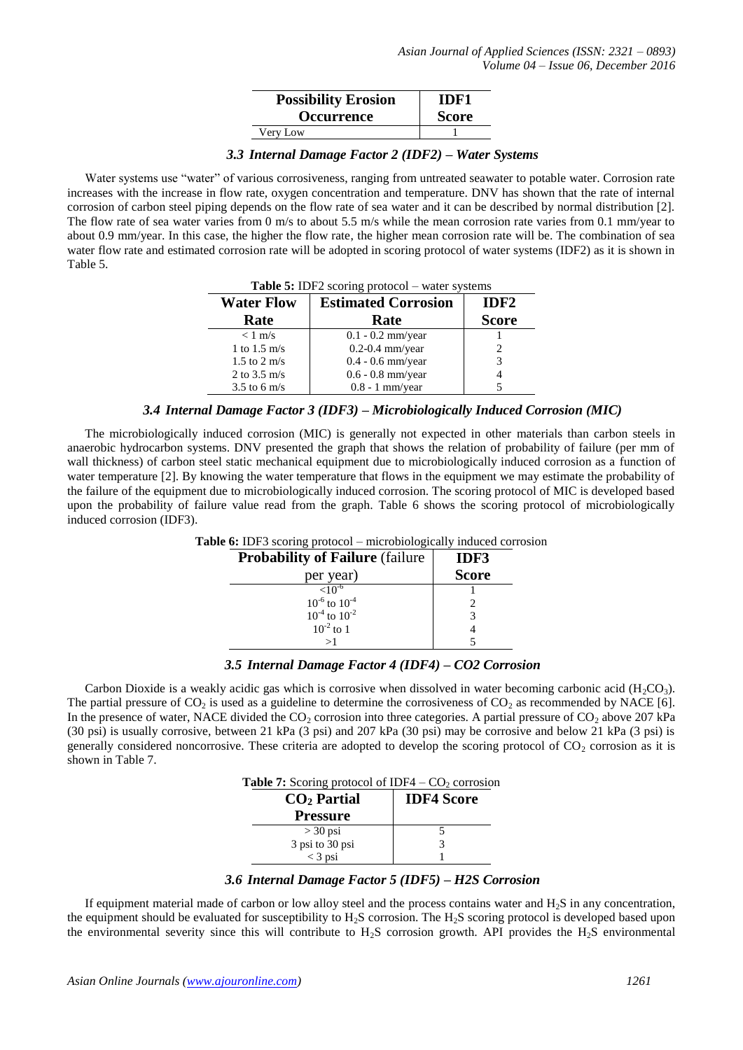| Possibility Erosion Occurrence | IDF1 Score |
|---|---|
| Very Low | 1 |

### 3.3 Internal Damage Factor 2 (IDF2) – Water Systems

Water systems use "water" of various corrosiveness, ranging from untreated seawater to potable water. Corrosion rate increases with the increase in flow rate, oxygen concentration and temperature. DNV has shown that the rate of internal corrosion of carbon steel piping depends on the flow rate of sea water and it can be described by normal distribution [2]. The flow rate of sea water varies from 0 m/s to about 5.5 m/s while the mean corrosion rate varies from 0.1 mm/year to about 0.9 mm/year. In this case, the higher the flow rate, the higher mean corrosion rate will be. The combination of sea water flow rate and estimated corrosion rate will be adopted in scoring protocol of water systems (IDF2) as it is shown in Table 5.

**Table 5:** IDF2 scoring protocol – water systems

| Water Flow Rate | Estimated Corrosion Rate | IDF2 Score |
|---|---|---|
| < 1 m/s | 0.1 - 0.2 mm/year | 1 |
| 1 to 1.5 m/s | 0.2-0.4 mm/year | 2 |
| 1.5 to 2 m/s | 0.4 - 0.6 mm/year | 3 |
| 2 to 3.5 m/s | 0.6 - 0.8 mm/year | 4 |
| 3.5 to 6 m/s | 0.8 - 1 mm/year | 5 |

### 3.4 Internal Damage Factor 3 (IDF3) – Microbiologically Induced Corrosion (MIC)

The microbiologically induced corrosion (MIC) is generally not expected in other materials than carbon steels in anaerobic hydrocarbon systems. DNV presented the graph that shows the relation of probability of failure (per mm of wall thickness) of carbon steel static mechanical equipment due to microbiologically induced corrosion as a function of water temperature [2]. By knowing the water temperature that flows in the equipment we may estimate the probability of the failure of the equipment due to microbiologically induced corrosion. The scoring protocol of MIC is developed based upon the probability of failure value read from the graph. Table 6 shows the scoring protocol of microbiologically induced corrosion (IDF3).

**Table 6:** IDF3 scoring protocol – microbiologically induced corrosion

| Probability of Failure (failure per year) | IDF3 Score |
|---|---|
| $<10^{-6}$ | 1 |
| $10^{-6}$ to $10^{-4}$ | 2 |
| $10^{-4}$ to $10^{-2}$ | 3 |
| $10^{-2}$ to 1 | 4 |
| >1 | 5 |

### 3.5 Internal Damage Factor 4 (IDF4) – CO2 Corrosion

Carbon Dioxide is a weakly acidic gas which is corrosive when dissolved in water becoming carbonic acid ($H_2CO_3$). The partial pressure of $CO_2$ is used as a guideline to determine the corrosiveness of $CO_2$ as recommended by NACE [6]. In the presence of water, NACE divided the $CO_2$ corrosion into three categories. A partial pressure of $CO_2$ above 207 kPa (30 psi) is usually corrosive, between 21 kPa (3 psi) and 207 kPa (30 psi) may be corrosive and below 21 kPa (3 psi) is generally considered noncorrosive. These criteria are adopted to develop the scoring protocol of $CO_2$ corrosion as it is shown in Table 7.

**Table 7:** Scoring protocol of IDF4 – $CO_2$ corrosion

| $CO_2$ Partial Pressure | IDF4 Score |
|---|---|
| > 30 psi | 5 |
| 3 psi to 30 psi | 3 |
| < 3 psi | 1 |

### 3.6 Internal Damage Factor 5 (IDF5) – H2S Corrosion

If equipment material made of carbon or low alloy steel and the process contains water and $H_2S$ in any concentration, the equipment should be evaluated for susceptibility to $H_2S$ corrosion. The $H_2S$ scoring protocol is developed based upon the environmental severity since this will contribute to $H_2S$ corrosion growth. API provides the $H_2S$ environmental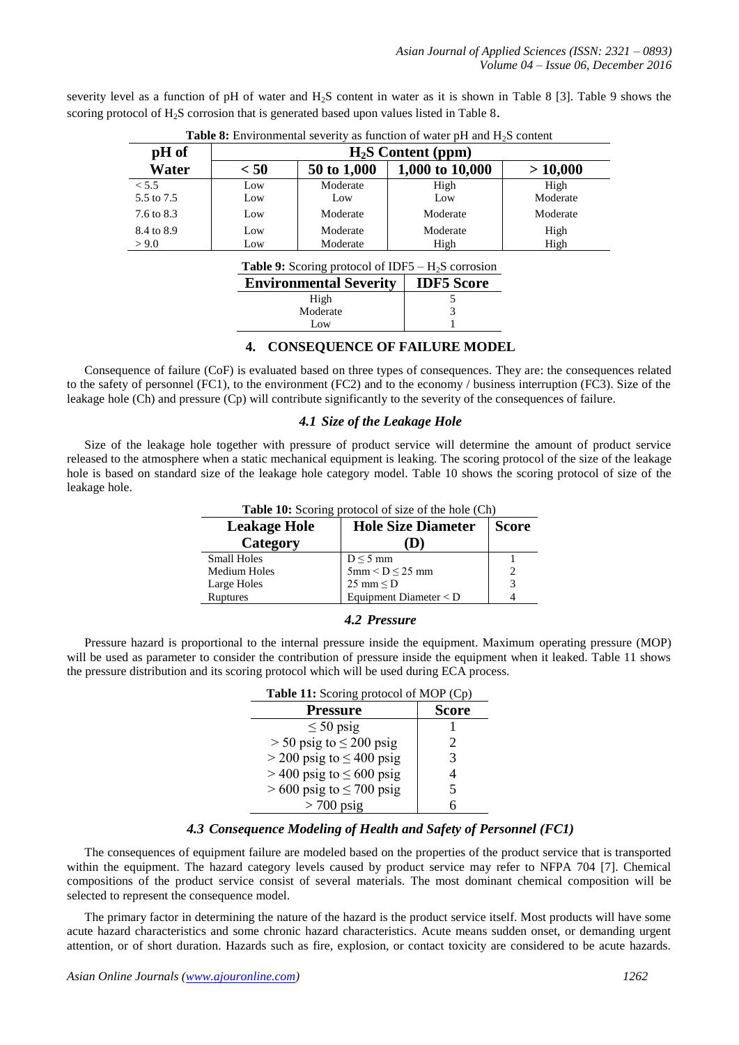severity level as a function of pH of water and $H_2S$ content in water as it is shown in Table 8 [3]. Table 9 shows the scoring protocol of $H_2S$ corrosion that is generated based upon values listed in Table 8.

**Table 8:** Environmental severity as function of water pH and $H_2S$ content

| pH of Water | $H_2S$ Content (ppm) | | | |
|---|---|---|---|---|
| | < 50 | 50 to 1,000 | 1,000 to 10,000 | > 10,000 |
| < 5.5 | Low | Moderate | High | High |
| 5.5 to 7.5 | Low | Low | Low | Moderate |
| 7.6 to 8.3 | Low | Moderate | Moderate | Moderate |
| 8.4 to 8.9 | Low | Moderate | Moderate | High |
| > 9.0 | Low | Moderate | High | High |

**Table 9:** Scoring protocol of IDF5 – $H_2S$ corrosion

| Environmental Severity | IDF5 Score |
|---|---|
| High | 5 |
| Moderate | 3 |
| Low | 1 |

## 4. CONSEQUENCE OF FAILURE MODEL

Consequence of failure (CoF) is evaluated based on three types of consequences. They are: the consequences related to the safety of personnel (FC1), to the environment (FC2) and to the economy / business interruption (FC3). Size of the leakage hole (Ch) and pressure (Cp) will contribute significantly to the severity of the consequences of failure.

### *4.1 Size of the Leakage Hole*

Size of the leakage hole together with pressure of product service will determine the amount of product service released to the atmosphere when a static mechanical equipment is leaking. The scoring protocol of the size of the leakage hole is based on standard size of the leakage hole category model. Table 10 shows the scoring protocol of size of the leakage hole.

**Table 10:** Scoring protocol of size of the hole (Ch)

| Leakage Hole Category | Hole Size Diameter (D) | Score |
|---|---|---|
| Small Holes | $D \leq 5$ mm | 1 |
| Medium Holes | $5\text{mm} < D \leq 25$ mm | 2 |
| Large Holes | $25 \text{ mm} \leq D$ | 3 |
| Ruptures | Equipment Diameter < D | 4 |

### *4.2 Pressure*

Pressure hazard is proportional to the internal pressure inside the equipment. Maximum operating pressure (MOP) will be used as parameter to consider the contribution of pressure inside the equipment when it leaked. Table 11 shows the pressure distribution and its scoring protocol which will be used during ECA process.

**Table 11:** Scoring protocol of MOP (Cp)

| Pressure | Score |
|---|---|
| ≤ 50 psig | 1 |
| > 50 psig to ≤ 200 psig | 2 |
| > 200 psig to ≤ 400 psig | 3 |
| > 400 psig to ≤ 600 psig | 4 |
| > 600 psig to ≤ 700 psig | 5 |
| > 700 psig | 6 |

### *4.3 Consequence Modeling of Health and Safety of Personnel (FC1)*

The consequences of equipment failure are modeled based on the properties of the product service that is transported within the equipment. The hazard category levels caused by product service may refer to NFPA 704 [7]. Chemical compositions of the product service consist of several materials. The most dominant chemical composition will be selected to represent the consequence model.

The primary factor in determining the nature of the hazard is the product service itself. Most products will have some acute hazard characteristics and some chronic hazard characteristics. Acute means sudden onset, or demanding urgent attention, or of short duration. Hazards such as fire, explosion, or contact toxicity are considered to be acute hazards.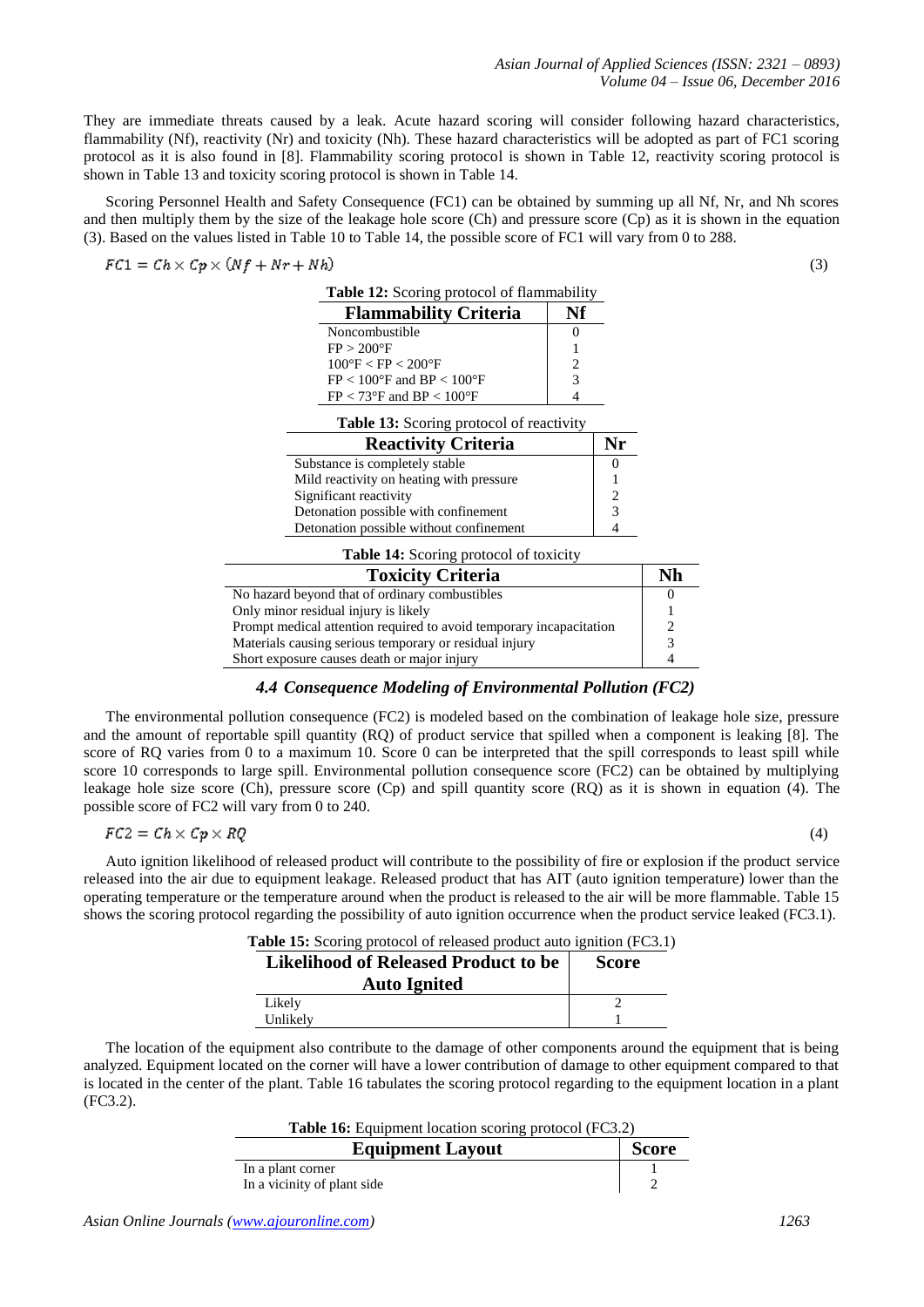They are immediate threats caused by a leak. Acute hazard scoring will consider following hazard characteristics, flammability (Nf), reactivity (Nr) and toxicity (Nh). These hazard characteristics will be adopted as part of FC1 scoring protocol as it is also found in [8]. Flammability scoring protocol is shown in Table 12, reactivity scoring protocol is shown in Table 13 and toxicity scoring protocol is shown in Table 14.

Scoring Personnel Health and Safety Consequence (FC1) can be obtained by summing up all Nf, Nr, and Nh scores and then multiply them by the size of the leakage hole score (Ch) and pressure score (Cp) as it is shown in the equation (3). Based on the values listed in Table 10 to Table 14, the possible score of FC1 will vary from 0 to 288.

$$FC1 = Ch \times Cp \times (Nf + Nr + Nh) \quad (3)$$

**Table 12:** Scoring protocol of flammability

| Flammability Criteria | Nf |
|---|---|
| Noncombustible | 0 |
| FP > 200°F | 1 |
| 100°F < FP < 200°F | 2 |
| FP < 100°F and BP < 100°F | 3 |
| FP < 73°F and BP < 100°F | 4 |

**Table 13:** Scoring protocol of reactivity

| Reactivity Criteria | Nr |
|---|---|
| Substance is completely stable | 0 |
| Mild reactivity on heating with pressure | 1 |
| Significant reactivity | 2 |
| Detonation possible with confinement | 3 |
| Detonation possible without confinement | 4 |

**Table 14:** Scoring protocol of toxicity

| Toxicity Criteria | Nh |
|---|---|
| No hazard beyond that of ordinary combustibles | 0 |
| Only minor residual injury is likely | 1 |
| Prompt medical attention required to avoid temporary incapacitation | 2 |
| Materials causing serious temporary or residual injury | 3 |
| Short exposure causes death or major injury | 4 |

### *4.4 Consequence Modeling of Environmental Pollution (FC2)*

The environmental pollution consequence (FC2) is modeled based on the combination of leakage hole size, pressure and the amount of reportable spill quantity (RQ) of product service that spilled when a component is leaking [8]. The score of RQ varies from 0 to a maximum 10. Score 0 can be interpreted that the spill corresponds to least spill while score 10 corresponds to large spill. Environmental pollution consequence score (FC2) can be obtained by multiplying leakage hole size score (Ch), pressure score (Cp) and spill quantity score (RQ) as it is shown in equation (4). The possible score of FC2 will vary from 0 to 240.

$$FC2 = Ch \times Cp \times RQ \quad (4)$$

Auto ignition likelihood of released product will contribute to the possibility of fire or explosion if the product service released into the air due to equipment leakage. Released product that has AIT (auto ignition temperature) lower than the operating temperature or the temperature around when the product is released to the air will be more flammable. Table 15 shows the scoring protocol regarding the possibility of auto ignition occurrence when the product service leaked (FC3.1).

**Table 15:** Scoring protocol of released product auto ignition (FC3.1)

| Likelihood of Released Product to be Auto Ignited | Score |
|---|---|
| Likely | 2 |
| Unlikely | 1 |

The location of the equipment also contribute to the damage of other components around the equipment that is being analyzed. Equipment located on the corner will have a lower contribution of damage to other equipment compared to that is located in the center of the plant. Table 16 tabulates the scoring protocol regarding to the equipment location in a plant (FC3.2).

**Table 16:** Equipment location scoring protocol (FC3.2)

| Equipment Layout | Score |
|---|---|
| In a plant corner | 1 |
| In a vicinity of plant side | 2 |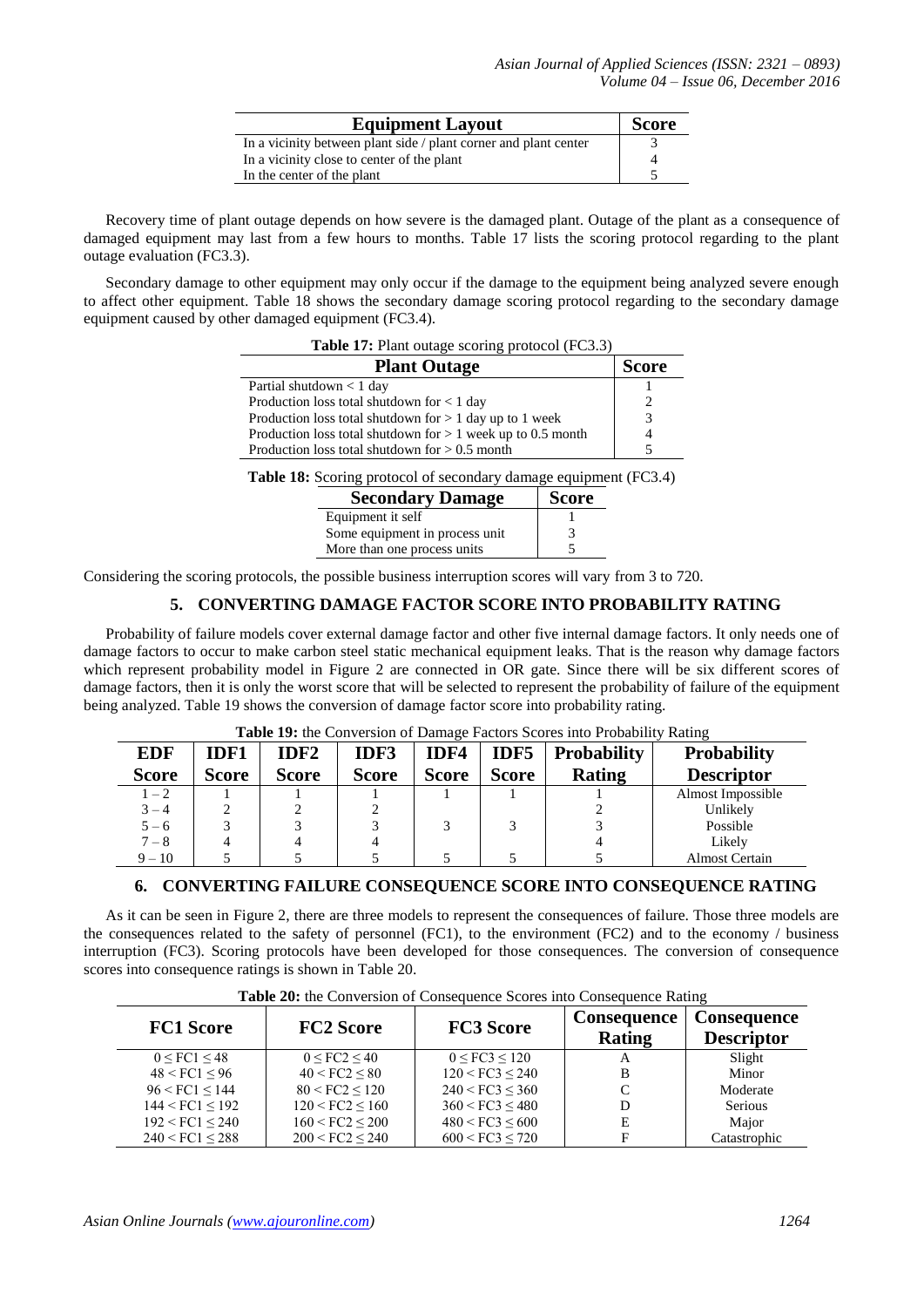| Equipment Layout | Score |
|---|---|
| In a vicinity between plant side / plant corner and plant center | 3 |
| In a vicinity close to center of the plant | 4 |
| In the center of the plant | 5 |

Recovery time of plant outage depends on how severe is the damaged plant. Outage of the plant as a consequence of damaged equipment may last from a few hours to months. Table 17 lists the scoring protocol regarding to the plant outage evaluation (FC3.3).

Secondary damage to other equipment may only occur if the damage to the equipment being analyzed severe enough to affect other equipment. Table 18 shows the secondary damage scoring protocol regarding to the secondary damage equipment caused by other damaged equipment (FC3.4).

**Table 17:** Plant outage scoring protocol (FC3.3)

| Plant Outage | Score |
|---|---|
| Partial shutdown < 1 day | 1 |
| Production loss total shutdown for < 1 day | 2 |
| Production loss total shutdown for > 1 day up to 1 week | 3 |
| Production loss total shutdown for > 1 week up to 0.5 month | 4 |
| Production loss total shutdown for > 0.5 month | 5 |

**Table 18:** Scoring protocol of secondary damage equipment (FC3.4)

| Secondary Damage | Score |
|---|---|
| Equipment it self | 1 |
| Some equipment in process unit | 3 |
| More than one process units | 5 |

Considering the scoring protocols, the possible business interruption scores will vary from 3 to 720.

## 5. CONVERTING DAMAGE FACTOR SCORE INTO PROBABILITY RATING

Probability of failure models cover external damage factor and other five internal damage factors. It only needs one of damage factors to occur to make carbon steel static mechanical equipment leaks. That is the reason why damage factors which represent probability model in Figure 2 are connected in OR gate. Since there will be six different scores of damage factors, then it is only the worst score that will be selected to represent the probability of failure of the equipment being analyzed. Table 19 shows the conversion of damage factor score into probability rating.

**Table 19:** the Conversion of Damage Factors Scores into Probability Rating

| EDF Score | IDF1 Score | IDF2 Score | IDF3 Score | IDF4 Score | IDF5 Score | Probability Rating | Probability Descriptor |
|---|---|---|---|---|---|---|---|
| 1 – 2 | 1 | 1 | 1 | 1 | 1 | 1 | Almost Impossible |
| 3 – 4 | 2 | 2 | 2 | | | 2 | Unlikely |
| 5 – 6 | 3 | 3 | 3 | 3 | 3 | 3 | Possible |
| 7 – 8 | 4 | 4 | 4 | | | 4 | Likely |
| 9 – 10 | 5 | 5 | 5 | 5 | 5 | 5 | Almost Certain |

## 6. CONVERTING FAILURE CONSEQUENCE SCORE INTO CONSEQUENCE RATING

As it can be seen in Figure 2, there are three models to represent the consequences of failure. Those three models are the consequences related to the safety of personnel (FC1), to the environment (FC2) and to the economy / business interruption (FC3). Scoring protocols have been developed for those consequences. The conversion of consequence scores into consequence ratings is shown in Table 20.

**Table 20:** the Conversion of Consequence Scores into Consequence Rating

| FC1 Score | FC2 Score | FC3 Score | Consequence Rating | Consequence Descriptor |
|---|---|---|---|---|
| $0 \leq FC1 \leq 48$ | $0 \leq FC2 \leq 40$ | $0 \leq FC3 \leq 120$ | A | Slight |
| $48 < FC1 \leq 96$ | $40 < FC2 \leq 80$ | $120 < FC3 \leq 240$ | B | Minor |
| $96 < FC1 \leq 144$ | $80 < FC2 \leq 120$ | $240 < FC3 \leq 360$ | C | Moderate |
| $144 < FC1 \leq 192$ | $120 < FC2 \leq 160$ | $360 < FC3 \leq 480$ | D | Serious |
| $192 < FC1 \leq 240$ | $160 < FC2 \leq 200$ | $480 < FC3 \leq 600$ | E | Major |
| $240 < FC1 \leq 288$ | $200 < FC2 \leq 240$ | $600 < FC3 \leq 720$ | F | Catastrophic |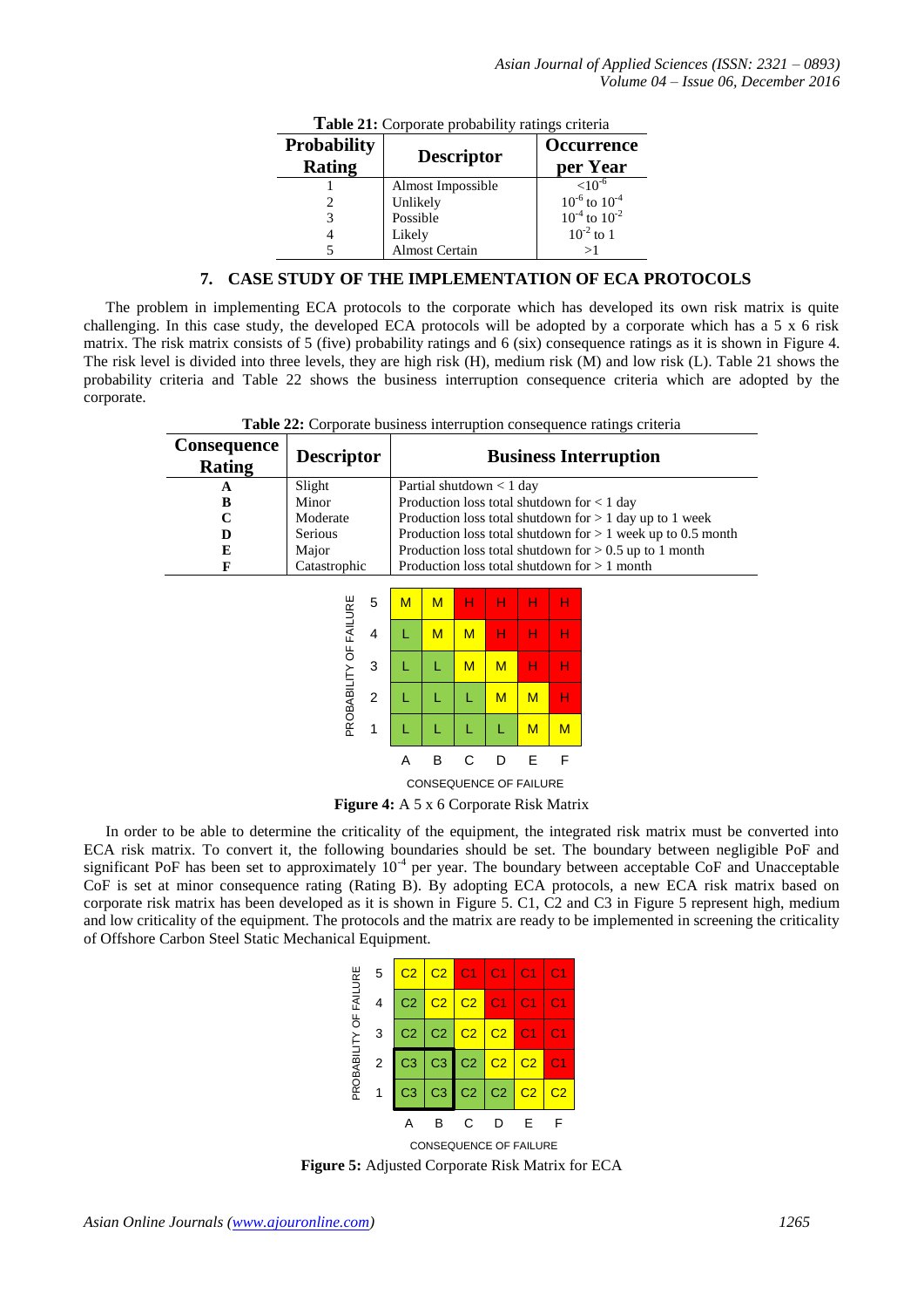**Table 21:** Corporate probability ratings criteria

| Probability Rating | Descriptor | Occurrence per Year |
|---|---|---|
| 1 | Almost Impossible | $<10^{-6}$ |
| 2 | Unlikely | $10^{-6}$ to $10^{-4}$ |
| 3 | Possible | $10^{-4}$ to $10^{-2}$ |
| 4 | Likely | $10^{-2}$ to 1 |
| 5 | Almost Certain | >1 |

## 7. CASE STUDY OF THE IMPLEMENTATION OF ECA PROTOCOLS

The problem in implementing ECA protocols to the corporate which has developed its own risk matrix is quite challenging. In this case study, the developed ECA protocols will be adopted by a corporate which has a 5 x 6 risk matrix. The risk matrix consists of 5 (five) probability ratings and 6 (six) consequence ratings as it is shown in Figure 4. The risk level is divided into three levels, they are high risk (H), medium risk (M) and low risk (L). Table 21 shows the probability criteria and Table 22 shows the business interruption consequence criteria which are adopted by the corporate.

**Table 22:** Corporate business interruption consequence ratings criteria

| Consequence Rating | Descriptor | Business Interruption |
|---|---|---|
| A | Slight | Partial shutdown < 1 day |
| B | Minor | Production loss total shutdown for < 1 day |
| C | Moderate | Production loss total shutdown for > 1 day up to 1 week |
| D | Serious | Production loss total shutdown for > 1 week up to 0.5 month |
| E | Major | Production loss total shutdown for > 0.5 up to 1 month |
| F | Catastrophic | Production loss total shutdown for > 1 month |

| PROBABILITY OF FAILURE | A | B | C | D | E | F |
|---|---|---|---|---|---|---|
| 5 | M | M | H | H | H | H |
| 4 | L | M | M | H | H | H |
| 3 | L | L | M | M | H | H |
| 2 | L | L | L | M | M | H |
| 1 | L | L | L | L | M | M |

CONSEQUENCE OF FAILURE

**Figure 4:** A 5 x 6 Corporate Risk Matrix

In order to be able to determine the criticality of the equipment, the integrated risk matrix must be converted into ECA risk matrix. To convert it, the following boundaries should be set. The boundary between negligible PoF and significant PoF has been set to approximately $10^{-4}$ per year. The boundary between acceptable CoF and Unacceptable CoF is set at minor consequence rating (Rating B). By adopting ECA protocols, a new ECA risk matrix based on corporate risk matrix has been developed as it is shown in Figure 5. C1, C2 and C3 in Figure 5 represent high, medium and low criticality of the equipment. The protocols and the matrix are ready to be implemented in screening the criticality of Offshore Carbon Steel Static Mechanical Equipment.

| PROBABILITY OF FAILURE | A | B | C | D | E | F |
|---|---|---|---|---|---|---|
| 5 | C2 | C2 | C1 | C1 | C1 | C1 |
| 4 | C2 | C2 | C2 | C1 | C1 | C1 |
| 3 | C2 | C2 | C2 | C2 | C1 | C1 |
| 2 | C3 | C3 | C2 | C2 | C2 | C1 |
| 1 | C3 | C3 | C2 | C2 | C2 | C2 |

CONSEQUENCE OF FAILURE

**Figure 5:** Adjusted Corporate Risk Matrix for ECA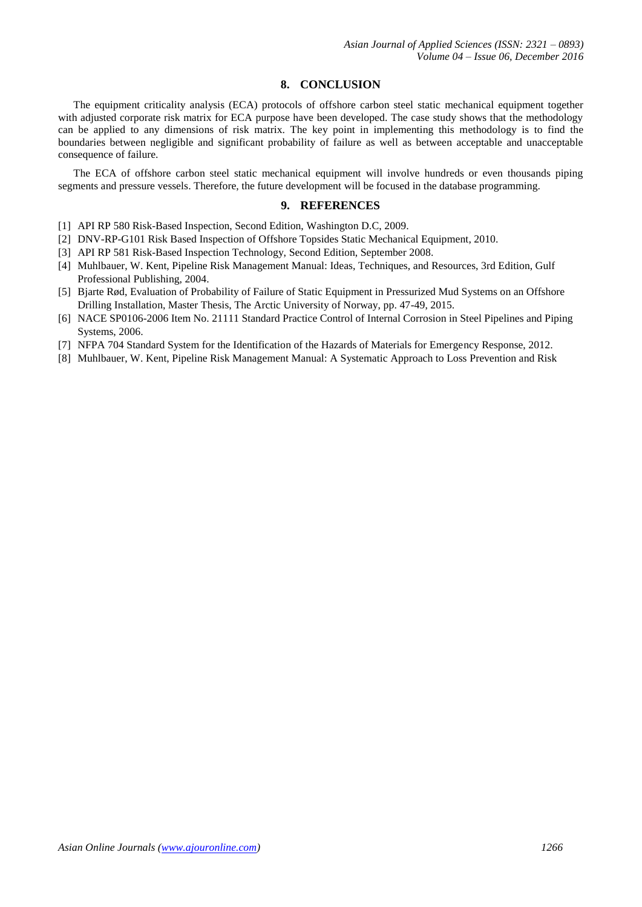## 8. CONCLUSION

The equipment criticality analysis (ECA) protocols of offshore carbon steel static mechanical equipment together with adjusted corporate risk matrix for ECA purpose have been developed. The case study shows that the methodology can be applied to any dimensions of risk matrix. The key point in implementing this methodology is to find the boundaries between negligible and significant probability of failure as well as between acceptable and unacceptable consequence of failure.

The ECA of offshore carbon steel static mechanical equipment will involve hundreds or even thousands piping segments and pressure vessels. Therefore, the future development will be focused in the database programming.

## 9. REFERENCES

[1] API RP 580 Risk-Based Inspection, Second Edition, Washington D.C, 2009.

[2] DNV-RP-G101 Risk Based Inspection of Offshore Topsides Static Mechanical Equipment, 2010.

[3] API RP 581 Risk-Based Inspection Technology, Second Edition, September 2008.

[4] Muhlbauer, W. Kent, Pipeline Risk Management Manual: Ideas, Techniques, and Resources, 3rd Edition, Gulf Professional Publishing, 2004.

[5] Bjarte Rød, Evaluation of Probability of Failure of Static Equipment in Pressurized Mud Systems on an Offshore Drilling Installation, Master Thesis, The Arctic University of Norway, pp. 47-49, 2015.

[6] NACE SP0106-2006 Item No. 21111 Standard Practice Control of Internal Corrosion in Steel Pipelines and Piping Systems, 2006.

[7] NFPA 704 Standard System for the Identification of the Hazards of Materials for Emergency Response, 2012.

[8] Muhlbauer, W. Kent, Pipeline Risk Management Manual: A Systematic Approach to Loss Prevention and Risk